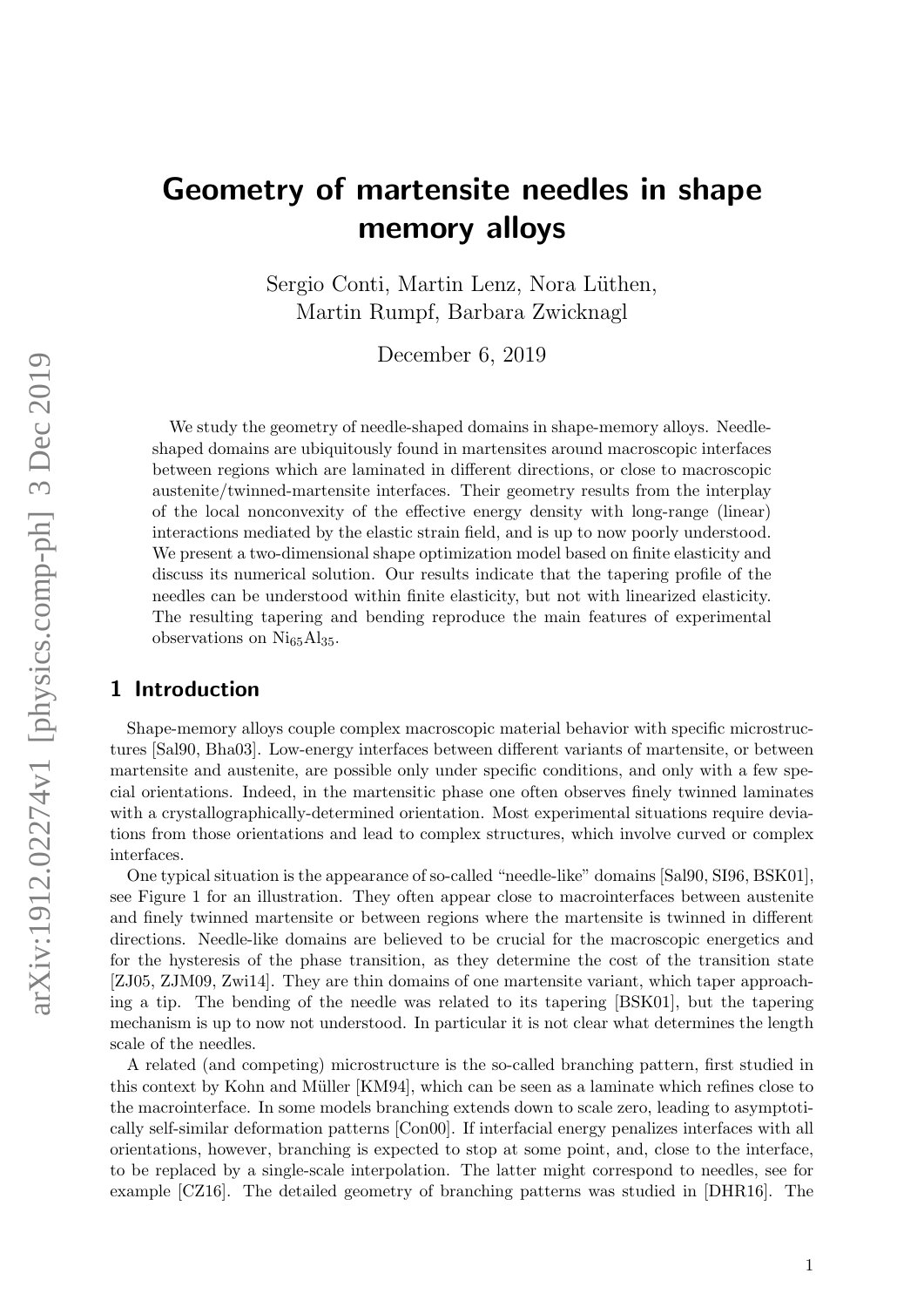# Geometry of martensite needles in shape memory alloys

Sergio Conti, Martin Lenz, Nora Lüthen, Martin Rumpf, Barbara Zwicknagl

December 6, 2019

We study the geometry of needle-shaped domains in shape-memory alloys. Needle-shaped domains are ubiquitously found in martensites around macroscopic interfaces between regions which are laminated in different directions, or close to macroscopic austenite/twinned-martensite interfaces. Their geometry results from the interplay of the local nonconvexity of the effective energy density with long-range (linear) interactions mediated by the elastic strain field, and is up to now poorly understood. We present a two-dimensional shape optimization model based on finite elasticity and discuss its numerical solution. Our results indicate that the tapering profile of the needles can be understood within finite elasticity, but not with linearized elasticity. The resulting tapering and bending reproduce the main features of experimental observations on $Ni_{65}Al_{35}$.

## 1 Introduction

Shape-memory alloys couple complex macroscopic material behavior with specific microstructures [Sal90, Bha03]. Low-energy interfaces between different variants of martensite, or between martensite and austenite, are possible only under specific conditions, and only with a few special orientations. Indeed, in the martensitic phase one often observes finely twinned laminates with a crystallographically-determined orientation. Most experimental situations require deviations from those orientations and lead to complex structures, which involve curved or complex interfaces.

One typical situation is the appearance of so-called "needle-like" domains [Sal90, SI96, BSK01], see Figure 1 for an illustration. They often appear close to macrointerfaces between austenite and finely twinned martensite or between regions where the martensite is twinned in different directions. Needle-like domains are believed to be crucial for the macroscopic energetics and for the hysteresis of the phase transition, as they determine the cost of the transition state [ZJ05, ZJM09, Zwi14]. They are thin domains of one martensite variant, which taper approaching a tip. The bending of the needle was related to its tapering [BSK01], but the tapering mechanism is up to now not understood. In particular it is not clear what determines the length scale of the needles.

A related (and competing) microstructure is the so-called branching pattern, first studied in this context by Kohn and Müller [KM94], which can be seen as a laminate which refines close to the macrointerface. In some models branching extends down to scale zero, leading to asymptotically self-similar deformation patterns [Con00]. If interfacial energy penalizes interfaces with all orientations, however, branching is expected to stop at some point, and, close to the interface, to be replaced by a single-scale interpolation. The latter might correspond to needles, see for example [CZ16]. The detailed geometry of branching patterns was studied in [DHR16]. The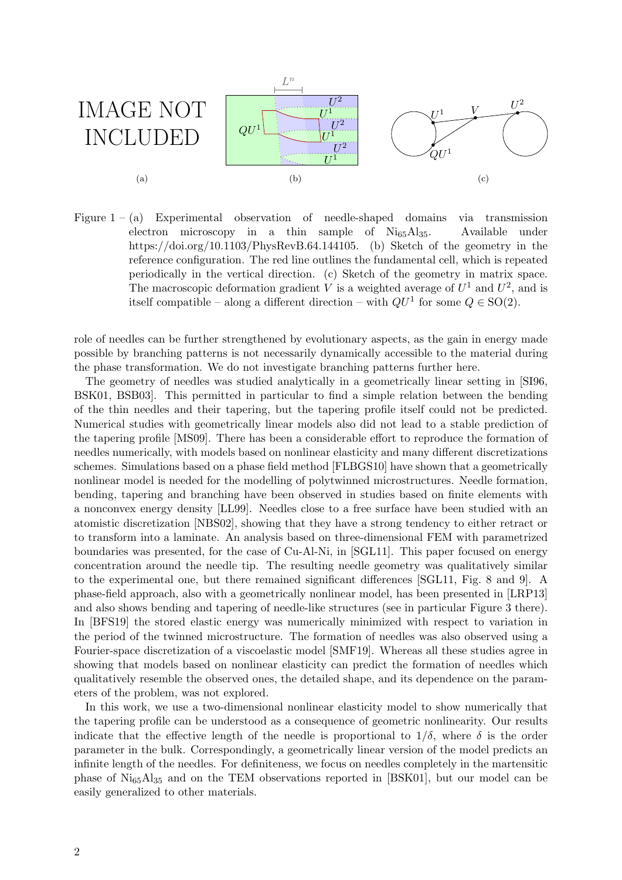IMAGE NOT INCLUDED

(a) (b) (c)

Figure 1 – (a) Experimental observation of needle-shaped domains via transmission electron microscopy in a thin sample of $Ni_{65}Al_{35}$. Available under https://doi.org/10.1103/PhysRevB.64.144105. (b) Sketch of the geometry in the reference configuration. The red line outlines the fundamental cell, which is repeated periodically in the vertical direction. (c) Sketch of the geometry in matrix space. The macroscopic deformation gradient $V$ is a weighted average of $U^1$ and $U^2$, and is itself compatible – along a different direction – with $QU^1$ for some $Q \in \mathrm{SO}(2)$.

role of needles can be further strengthened by evolutionary aspects, as the gain in energy made possible by branching patterns is not necessarily dynamically accessible to the material during the phase transformation. We do not investigate branching patterns further here.

The geometry of needles was studied analytically in a geometrically linear setting in [SI96, BSK01, BSB03]. This permitted in particular to find a simple relation between the bending of the thin needles and their tapering, but the tapering profile itself could not be predicted. Numerical studies with geometrically linear models also did not lead to a stable prediction of the tapering profile [MS09]. There has been a considerable effort to reproduce the formation of needles numerically, with models based on nonlinear elasticity and many different discretizations schemes. Simulations based on a phase field method [FLBGS10] have shown that a geometrically nonlinear model is needed for the modelling of polytwinned microstructures. Needle formation, bending, tapering and branching have been observed in studies based on finite elements with a nonconvex energy density [LL99]. Needles close to a free surface have been studied with an atomistic discretization [NBS02], showing that they have a strong tendency to either retract or to transform into a laminate. An analysis based on three-dimensional FEM with parametrized boundaries was presented, for the case of Cu-Al-Ni, in [SGL11]. This paper focused on energy concentration around the needle tip. The resulting needle geometry was qualitatively similar to the experimental one, but there remained significant differences [SGL11, Fig. 8 and 9]. A phase-field approach, also with a geometrically nonlinear model, has been presented in [LRP13] and also shows bending and tapering of needle-like structures (see in particular Figure 3 there). In [BFS19] the stored elastic energy was numerically minimized with respect to variation in the period of the twinned microstructure. The formation of needles was also observed using a Fourier-space discretization of a viscoelastic model [SMF19]. Whereas all these studies agree in showing that models based on nonlinear elasticity can predict the formation of needles which qualitatively resemble the observed ones, the detailed shape, and its dependence on the parameters of the problem, was not explored.

In this work, we use a two-dimensional nonlinear elasticity model to show numerically that the tapering profile can be understood as a consequence of geometric nonlinearity. Our results indicate that the effective length of the needle is proportional to $1/\delta$, where $\delta$ is the order parameter in the bulk. Correspondingly, a geometrically linear version of the model predicts an infinite length of the needles. For definiteness, we focus on needles completely in the martensitic phase of $Ni_{65}Al_{35}$ and on the TEM observations reported in [BSK01], but our model can be easily generalized to other materials.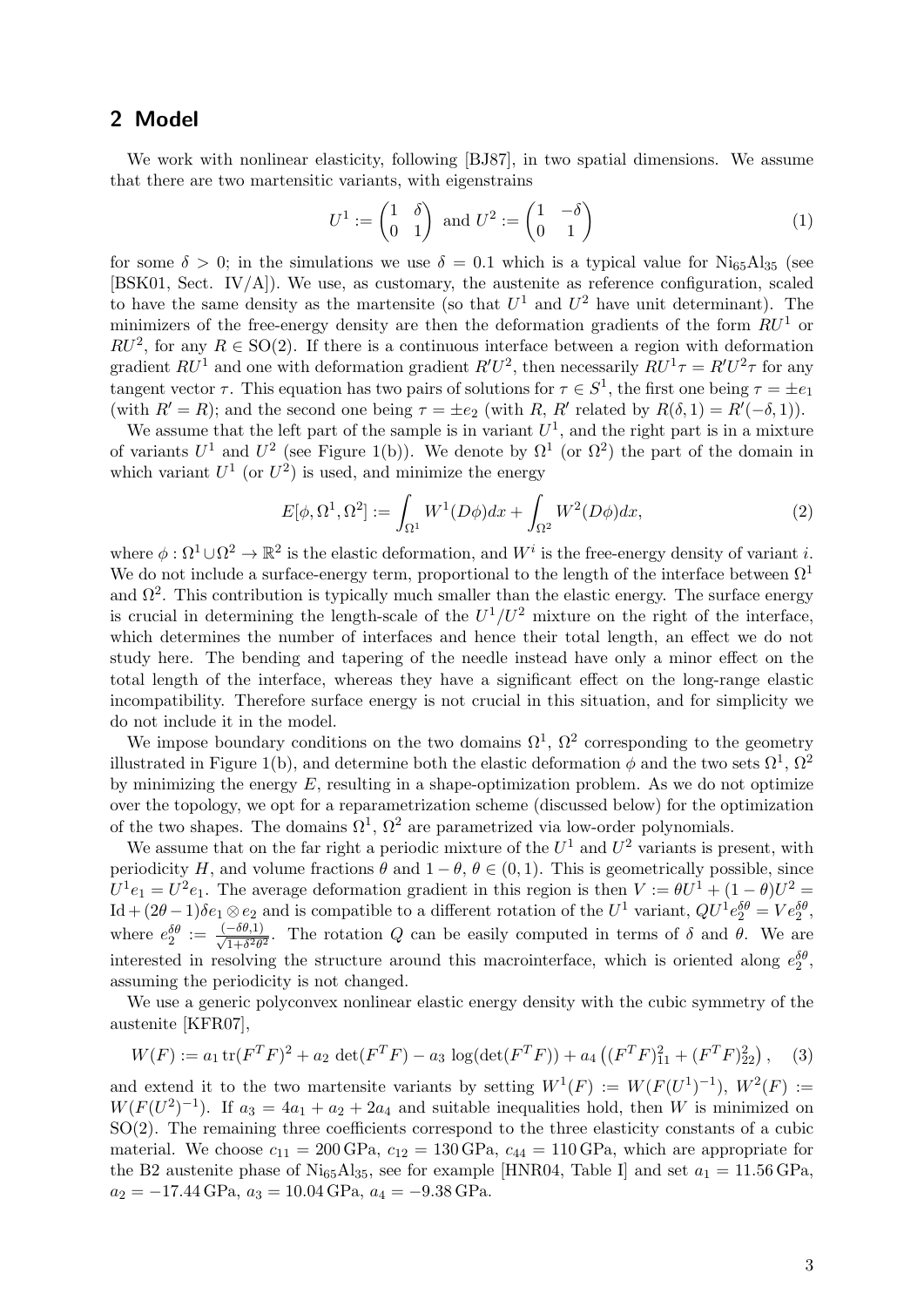## 2 Model

We work with nonlinear elasticity, following [BJ87], in two spatial dimensions. We assume that there are two martensitic variants, with eigenstrains

$$U^1 := \begin{pmatrix} 1 & \delta \\ 0 & 1 \end{pmatrix} \text{ and } U^2 := \begin{pmatrix} 1 & -\delta \\ 0 & 1 \end{pmatrix} \tag{1}$$

for some $\delta > 0$; in the simulations we use $\delta = 0.1$ which is a typical value for $Ni_{65}Al_{35}$ (see [BSK01, Sect. IV/A]). We use, as customary, the austenite as reference configuration, scaled to have the same density as the martensite (so that $U^1$ and $U^2$ have unit determinant). The minimizers of the free-energy density are then the deformation gradients of the form $RU^1$ or $RU^2$, for any $R \in \mathrm{SO}(2)$. If there is a continuous interface between a region with deformation gradient $RU^1$ and one with deformation gradient $R'U^2$, then necessarily $RU^1\tau = R'U^2\tau$ for any tangent vector $\tau$. This equation has two pairs of solutions for $\tau \in S^1$, the first one being $\tau = \pm e_1$ (with $R' = R$); and the second one being $\tau = \pm e_2$ (with $R$, $R'$ related by $R(\delta, 1) = R'(-\delta, 1)$).

We assume that the left part of the sample is in variant $U^1$, and the right part is in a mixture of variants $U^1$ and $U^2$ (see Figure 1(b)). We denote by $\Omega^1$ (or $\Omega^2$) the part of the domain in which variant $U^1$ (or $U^2$) is used, and minimize the energy

$$E[\phi, \Omega^1, \Omega^2] := \int_{\Omega^1} W^1(D\phi)dx + \int_{\Omega^2} W^2(D\phi)dx, \tag{2}$$

where $\phi : \Omega^1 \cup \Omega^2 \to \mathbb{R}^2$ is the elastic deformation, and $W^i$ is the free-energy density of variant $i$. We do not include a surface-energy term, proportional to the length of the interface between $\Omega^1$ and $\Omega^2$. This contribution is typically much smaller than the elastic energy. The surface energy is crucial in determining the length-scale of the $U^1/U^2$ mixture on the right of the interface, which determines the number of interfaces and hence their total length, an effect we do not study here. The bending and tapering of the needle instead have only a minor effect on the total length of the interface, whereas they have a significant effect on the long-range elastic incompatibility. Therefore surface energy is not crucial in this situation, and for simplicity we do not include it in the model.

We impose boundary conditions on the two domains $\Omega^1$, $\Omega^2$ corresponding to the geometry illustrated in Figure 1(b), and determine both the elastic deformation $\phi$ and the two sets $\Omega^1$, $\Omega^2$ by minimizing the energy $E$, resulting in a shape-optimization problem. As we do not optimize over the topology, we opt for a reparametrization scheme (discussed below) for the optimization of the two shapes. The domains $\Omega^1$, $\Omega^2$ are parametrized via low-order polynomials.

We assume that on the far right a periodic mixture of the $U^1$ and $U^2$ variants is present, with periodicity $H$, and volume fractions $\theta$ and $1-\theta$, $\theta \in (0,1)$. This is geometrically possible, since $U^1e_1 = U^2e_1$. The average deformation gradient in this region is then $V := \theta U^1 + (1-\theta)U^2 = \mathrm{Id} + (2\theta - 1)\delta e_1 \otimes e_2$ and is compatible to a different rotation of the $U^1$ variant, $QU^1e_2^{\delta\theta} = Ve_2^{\delta\theta}$, where $e_2^{\delta\theta} := \frac{(-\delta\theta, 1)}{\sqrt{1+\delta^2\theta^2}}$. The rotation $Q$ can be easily computed in terms of $\delta$ and $\theta$. We are interested in resolving the structure around this macrointerface, which is oriented along $e_2^{\delta\theta}$, assuming the periodicity is not changed.

We use a generic polyconvex nonlinear elastic energy density with the cubic symmetry of the austenite [KFR07],

$$W(F) := a_1 \operatorname{tr}(F^TF)^2 + a_2 \det(F^TF) - a_3 \log(\det(F^TF)) + a_4 \left((F^TF)_{11}^2 + (F^TF)_{22}^2\right), \tag{3}$$

and extend it to the two martensite variants by setting $W^1(F) := W(F(U^1)^{-1})$, $W^2(F) := W(F(U^2)^{-1})$. If $a_3 = 4a_1 + a_2 + 2a_4$ and suitable inequalities hold, then $W$ is minimized on $\mathrm{SO}(2)$. The remaining three coefficients correspond to the three elasticity constants of a cubic material. We choose $c_{11} = 200\,\mathrm{GPa}$, $c_{12} = 130\,\mathrm{GPa}$, $c_{44} = 110\,\mathrm{GPa}$, which are appropriate for the B2 austenite phase of $Ni_{65}Al_{35}$, see for example [HNR04, Table I] and set $a_1 = 11.56\,\mathrm{GPa}$, $a_2 = -17.44\,\mathrm{GPa}$, $a_3 = 10.04\,\mathrm{GPa}$, $a_4 = -9.38\,\mathrm{GPa}$.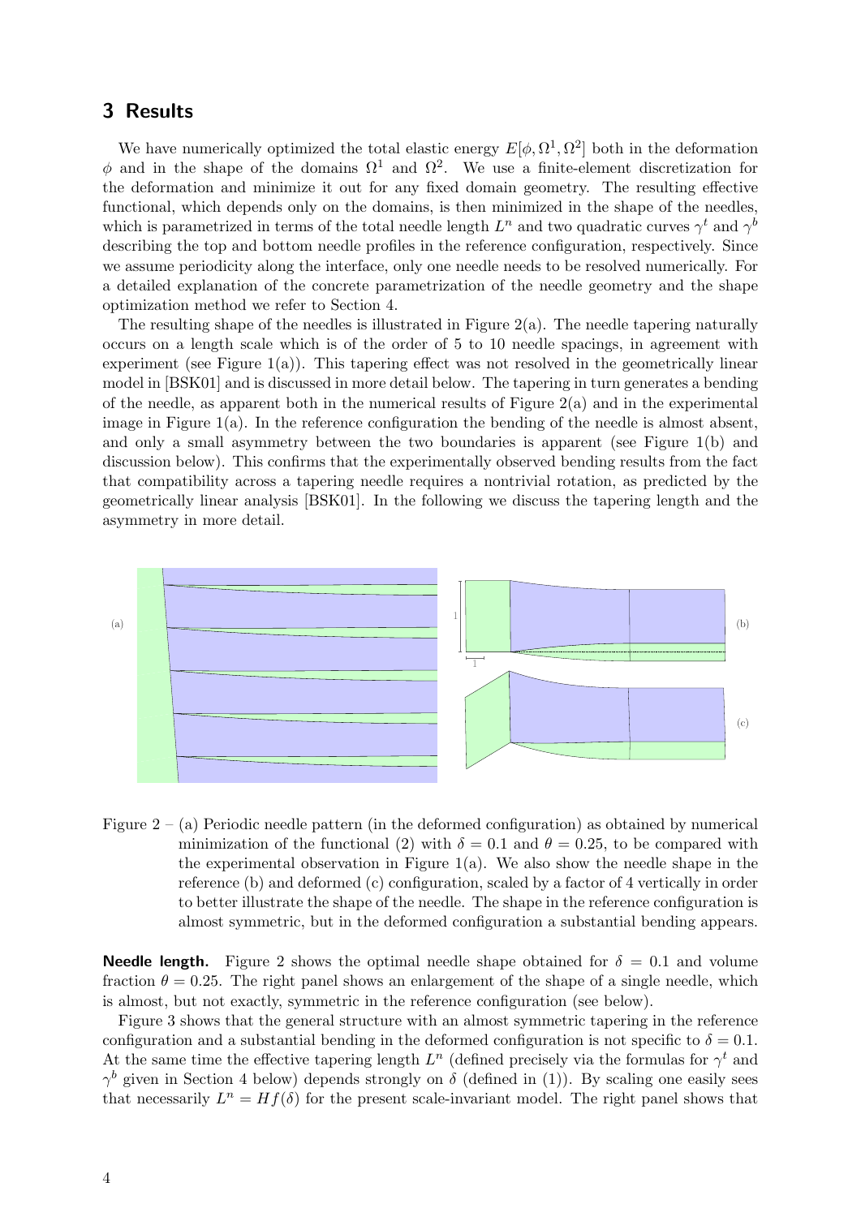## 3 Results

We have numerically optimized the total elastic energy $E[\phi, \Omega^1, \Omega^2]$ both in the deformation $\phi$ and in the shape of the domains $\Omega^1$ and $\Omega^2$. We use a finite-element discretization for the deformation and minimize it out for any fixed domain geometry. The resulting effective functional, which depends only on the domains, is then minimized in the shape of the needles, which is parametrized in terms of the total needle length $L^n$ and two quadratic curves $\gamma^t$ and $\gamma^b$ describing the top and bottom needle profiles in the reference configuration, respectively. Since we assume periodicity along the interface, only one needle needs to be resolved numerically. For a detailed explanation of the concrete parametrization of the needle geometry and the shape optimization method we refer to Section 4.

The resulting shape of the needles is illustrated in Figure 2(a). The needle tapering naturally occurs on a length scale which is of the order of 5 to 10 needle spacings, in agreement with experiment (see Figure 1(a)). This tapering effect was not resolved in the geometrically linear model in [BSK01] and is discussed in more detail below. The tapering in turn generates a bending of the needle, as apparent both in the numerical results of Figure 2(a) and in the experimental image in Figure 1(a). In the reference configuration the bending of the needle is almost absent, and only a small asymmetry between the two boundaries is apparent (see Figure 1(b) and discussion below). This confirms that the experimentally observed bending results from the fact that compatibility across a tapering needle requires a nontrivial rotation, as predicted by the geometrically linear analysis [BSK01]. In the following we discuss the tapering length and the asymmetry in more detail.

Figure 2 – (a) Periodic needle pattern (in the deformed configuration) as obtained by numerical minimization of the functional (2) with $\delta = 0.1$ and $\theta = 0.25$, to be compared with the experimental observation in Figure 1(a). We also show the needle shape in the reference (b) and deformed (c) configuration, scaled by a factor of 4 vertically in order to better illustrate the shape of the needle. The shape in the reference configuration is almost symmetric, but in the deformed configuration a substantial bending appears.

**Needle length.** Figure 2 shows the optimal needle shape obtained for $\delta = 0.1$ and volume fraction $\theta = 0.25$. The right panel shows an enlargement of the shape of a single needle, which is almost, but not exactly, symmetric in the reference configuration (see below).

Figure 3 shows that the general structure with an almost symmetric tapering in the reference configuration and a substantial bending in the deformed configuration is not specific to $\delta = 0.1$. At the same time the effective tapering length $L^n$ (defined precisely via the formulas for $\gamma^t$ and $\gamma^b$ given in Section 4 below) depends strongly on $\delta$ (defined in (1)). By scaling one easily sees that necessarily $L^n = Hf(\delta)$ for the present scale-invariant model. The right panel shows that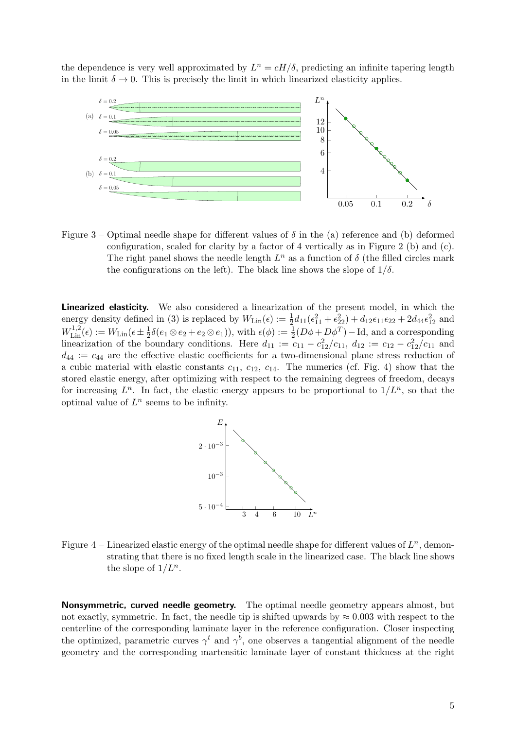the dependence is very well approximated by $L^n = cH/\delta$, predicting an infinite tapering length in the limit $\delta \to 0$. This is precisely the limit in which linearized elasticity applies.

Figure 3 – Optimal needle shape for different values of $\delta$ in the (a) reference and (b) deformed configuration, scaled for clarity by a factor of 4 vertically as in Figure 2 (b) and (c). The right panel shows the needle length $L^n$ as a function of $\delta$ (the filled circles mark the configurations on the left). The black line shows the slope of $1/\delta$.

**Linearized elasticity.** We also considered a linearization of the present model, in which the energy density defined in (3) is replaced by $W_{\mathrm{Lin}}(\epsilon) := \frac{1}{2}d_{11}(\epsilon_{11}^2 + \epsilon_{22}^2) + d_{12}\epsilon_{11}\epsilon_{22} + 2d_{44}\epsilon_{12}^2$ and $W_{\mathrm{Lin}}^{1,2}(\epsilon) := W_{\mathrm{Lin}}(\epsilon \pm \frac{1}{2}\delta(e_1 \otimes e_2 + e_2 \otimes e_1))$, with $\epsilon(\phi) := \frac{1}{2}(D\phi + D\phi^T) - \mathrm{Id}$, and a corresponding linearization of the boundary conditions. Here $d_{11} := c_{11} - c_{12}^2/c_{11}$, $d_{12} := c_{12} - c_{12}^2/c_{11}$ and $d_{44} := c_{44}$ are the effective elastic coefficients for a two-dimensional plane stress reduction of a cubic material with elastic constants $c_{11}$, $c_{12}$, $c_{14}$. The numerics (cf. Fig. 4) show that the stored elastic energy, after optimizing with respect to the remaining degrees of freedom, decays for increasing $L^n$. In fact, the elastic energy appears to be proportional to $1/L^n$, so that the optimal value of $L^n$ seems to be infinity.

Figure 4 – Linearized elastic energy of the optimal needle shape for different values of $L^n$, demonstrating that there is no fixed length scale in the linearized case. The black line shows the slope of $1/L^n$.

**Nonsymmetric, curved needle geometry.** The optimal needle geometry appears almost, but not exactly, symmetric. In fact, the needle tip is shifted upwards by $\approx 0.003$ with respect to the centerline of the corresponding laminate layer in the reference configuration. Closer inspecting the optimized, parametric curves $\gamma^t$ and $\gamma^b$, one observes a tangential alignment of the needle geometry and the corresponding martensitic laminate layer of constant thickness at the right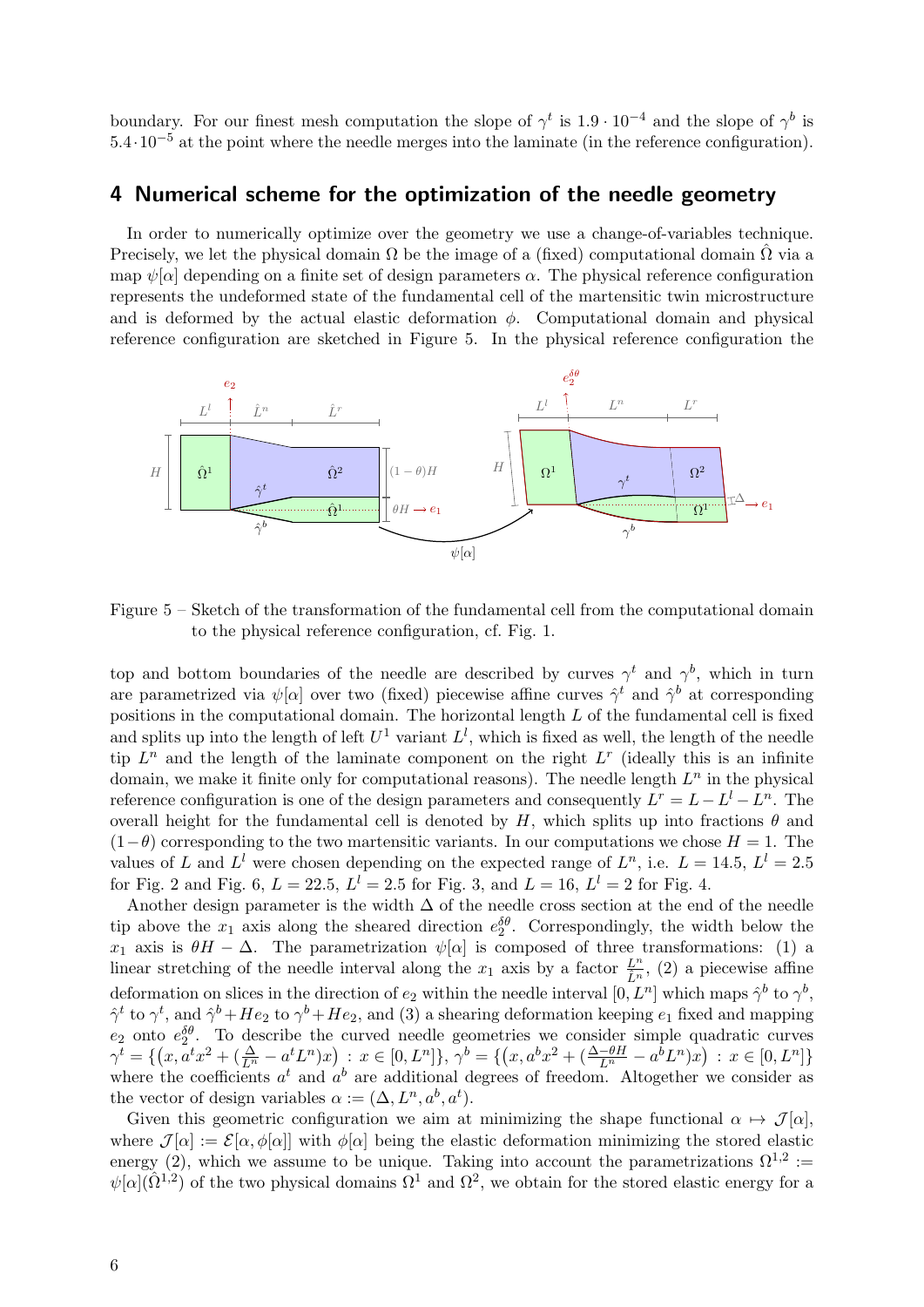boundary. For our finest mesh computation the slope of $\gamma^t$ is $1.9 \cdot 10^{-4}$ and the slope of $\gamma^b$ is $5.4 \cdot 10^{-5}$ at the point where the needle merges into the laminate (in the reference configuration).

## 4 Numerical scheme for the optimization of the needle geometry

In order to numerically optimize over the geometry we use a change-of-variables technique. Precisely, we let the physical domain $\Omega$ be the image of a (fixed) computational domain $\hat{\Omega}$ via a map $\psi[\alpha]$ depending on a finite set of design parameters $\alpha$. The physical reference configuration represents the undeformed state of the fundamental cell of the martensitic twin microstructure and is deformed by the actual elastic deformation $\phi$. Computational domain and physical reference configuration are sketched in Figure 5. In the physical reference configuration the

Figure 5 – Sketch of the transformation of the fundamental cell from the computational domain to the physical reference configuration, cf. Fig. 1.

top and bottom boundaries of the needle are described by curves $\gamma^t$ and $\gamma^b$, which in turn are parametrized via $\psi[\alpha]$ over two (fixed) piecewise affine curves $\hat{\gamma}^t$ and $\hat{\gamma}^b$ at corresponding positions in the computational domain. The horizontal length $L$ of the fundamental cell is fixed and splits up into the length of left $U^1$ variant $L^l$, which is fixed as well, the length of the needle tip $L^n$ and the length of the laminate component on the right $L^r$ (ideally this is an infinite domain, we make it finite only for computational reasons). The needle length $L^n$ in the physical reference configuration is one of the design parameters and consequently $L^r = L - L^l - L^n$. The overall height for the fundamental cell is denoted by $H$, which splits up into fractions $\theta$ and $(1-\theta)$ corresponding to the two martensitic variants. In our computations we chose $H = 1$. The values of $L$ and $L^l$ were chosen depending on the expected range of $L^n$, i.e. $L = 14.5$, $L^l = 2.5$ for Fig. 2 and Fig. 6, $L = 22.5$, $L^l = 2.5$ for Fig. 3, and $L = 16$, $L^l = 2$ for Fig. 4.

Another design parameter is the width $\Delta$ of the needle cross section at the end of the needle tip above the $x_1$ axis along the sheared direction $e_2^{\delta\theta}$. Correspondingly, the width below the $x_1$ axis is $\theta H - \Delta$. The parametrization $\psi[\alpha]$ is composed of three transformations: (1) a linear stretching of the needle interval along the $x_1$ axis by a factor $\frac{L^n}{\hat{L}^n}$, (2) a piecewise affine deformation on slices in the direction of $e_2$ within the needle interval $[0, L^n]$ which maps $\hat{\gamma}^b$ to $\gamma^b$, $\hat{\gamma}^t$ to $\gamma^t$, and $\hat{\gamma}^b + He_2$ to $\gamma^b + He_2$, and (3) a shearing deformation keeping $e_1$ fixed and mapping $e_2$ onto $e_2^{\delta\theta}$. To describe the curved needle geometries we consider simple quadratic curves $\gamma^t = \{(x, a^t x^2 + (\frac{\Delta}{L^n} - a^t L^n)x) : x \in [0, L^n]\}$, $\gamma^b = \{(x, a^b x^2 + (\frac{\Delta - \theta H}{L^n} - a^b L^n)x) : x \in [0, L^n]\}$ where the coefficients $a^t$ and $a^b$ are additional degrees of freedom. Altogether we consider as the vector of design variables $\alpha := (\Delta, L^n, a^b, a^t)$.

Given this geometric configuration we aim at minimizing the shape functional $\alpha \mapsto \mathcal{J}[\alpha]$, where $\mathcal{J}[\alpha] := \mathcal{E}[\alpha, \phi[\alpha]]$ with $\phi[\alpha]$ being the elastic deformation minimizing the stored elastic energy (2), which we assume to be unique. Taking into account the parametrizations $\Omega^{1,2} := \psi[\alpha](\hat{\Omega}^{1,2})$ of the two physical domains $\Omega^1$ and $\Omega^2$, we obtain for the stored elastic energy for a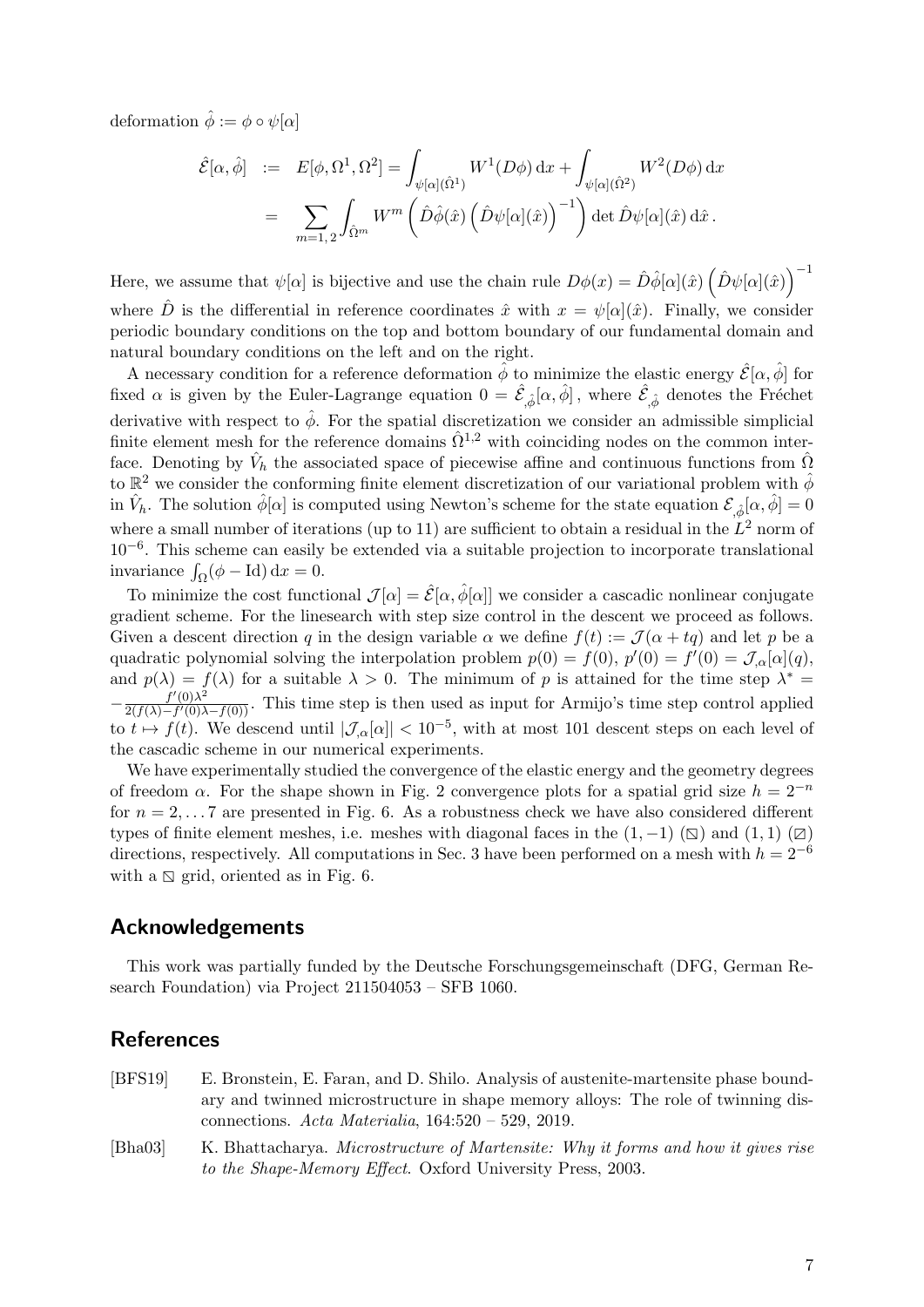deformation $\hat{\phi} := \phi \circ \psi[\alpha]$

$$
\begin{aligned}
\hat{\mathcal{E}}[\alpha, \hat{\phi}] &:= E[\phi, \Omega^1, \Omega^2] = \int_{\psi[\alpha](\hat{\Omega}^1)} W^1(D\phi)\,\mathrm{d}x + \int_{\psi[\alpha](\hat{\Omega}^2)} W^2(D\phi)\,\mathrm{d}x \\
&= \sum_{m=1,2} \int_{\hat{\Omega}^m} W^m\left(\hat{D}\hat{\phi}(\hat{x})\left(\hat{D}\psi[\alpha](\hat{x})\right)^{-1}\right) \det \hat{D}\psi[\alpha](\hat{x})\,\mathrm{d}\hat{x}\,.
\end{aligned}
$$

Here, we assume that $\psi[\alpha]$ is bijective and use the chain rule $D\phi(x) = \hat{D}\hat{\phi}[\alpha](\hat{x})\left(\hat{D}\psi[\alpha](\hat{x})\right)^{-1}$ where $\hat{D}$ is the differential in reference coordinates $\hat{x}$ with $x = \psi[\alpha](\hat{x})$. Finally, we consider periodic boundary conditions on the top and bottom boundary of our fundamental domain and natural boundary conditions on the left and on the right.

A necessary condition for a reference deformation $\hat{\phi}$ to minimize the elastic energy $\hat{\mathcal{E}}[\alpha, \hat{\phi}]$ for fixed $\alpha$ is given by the Euler-Lagrange equation $0 = \hat{\mathcal{E}}_{,\hat{\phi}}[\alpha, \hat{\phi}]$, where $\hat{\mathcal{E}}_{,\hat{\phi}}$ denotes the Fréchet derivative with respect to $\hat{\phi}$. For the spatial discretization we consider an admissible simplicial finite element mesh for the reference domains $\hat{\Omega}^{1,2}$ with coinciding nodes on the common interface. Denoting by $\hat{V}_h$ the associated space of piecewise affine and continuous functions from $\hat{\Omega}$ to $\mathbb{R}^2$ we consider the conforming finite element discretization of our variational problem with $\hat{\phi}$ in $\hat{V}_h$. The solution $\hat{\phi}[\alpha]$ is computed using Newton's scheme for the state equation $\mathcal{E}_{,\hat{\phi}}[\alpha, \hat{\phi}] = 0$ where a small number of iterations (up to 11) are sufficient to obtain a residual in the $L^2$ norm of $10^{-6}$. This scheme can easily be extended via a suitable projection to incorporate translational invariance $\int_\Omega (\phi - \mathrm{Id})\,\mathrm{d}x = 0$.

To minimize the cost functional $\mathcal{J}[\alpha] = \hat{\mathcal{E}}[\alpha, \hat{\phi}[\alpha]]$ we consider a cascadic nonlinear conjugate gradient scheme. For the linesearch with step size control in the descent we proceed as follows. Given a descent direction $q$ in the design variable $\alpha$ we define $f(t) := \mathcal{J}(\alpha + tq)$ and let $p$ be a quadratic polynomial solving the interpolation problem $p(0) = f(0)$, $p'(0) = f'(0) = \mathcal{J}_{,\alpha}[\alpha](q)$, and $p(\lambda) = f(\lambda)$ for a suitable $\lambda > 0$. The minimum of $p$ is attained for the time step $\lambda^* = -\frac{f'(0)\lambda^2}{2(f(\lambda) - f'(0)\lambda - f(0))}$. This time step is then used as input for Armijo's time step control applied to $t \mapsto f(t)$. We descend until $|\mathcal{J}_{,\alpha}[\alpha]| < 10^{-5}$, with at most 101 descent steps on each level of the cascadic scheme in our numerical experiments.

We have experimentally studied the convergence of the elastic energy and the geometry degrees of freedom $\alpha$. For the shape shown in Fig. 2 convergence plots for a spatial grid size $h = 2^{-n}$ for $n = 2, \ldots 7$ are presented in Fig. 6. As a robustness check we have also considered different types of finite element meshes, i.e. meshes with diagonal faces in the $(1, -1)$ (⧅) and $(1, 1)$ (⧄) directions, respectively. All computations in Sec. 3 have been performed on a mesh with $h = 2^{-6}$ with a ⧅ grid, oriented as in Fig. 6.

## Acknowledgements

This work was partially funded by the Deutsche Forschungsgemeinschaft (DFG, German Research Foundation) via Project 211504053 – SFB 1060.

## References

[BFS19] E. Bronstein, E. Faran, and D. Shilo. Analysis of austenite-martensite phase boundary and twinned microstructure in shape memory alloys: The role of twinning disconnections. *Acta Materialia*, 164:520 – 529, 2019.

[Bha03] K. Bhattacharya. *Microstructure of Martensite: Why it forms and how it gives rise to the Shape-Memory Effect*. Oxford University Press, 2003.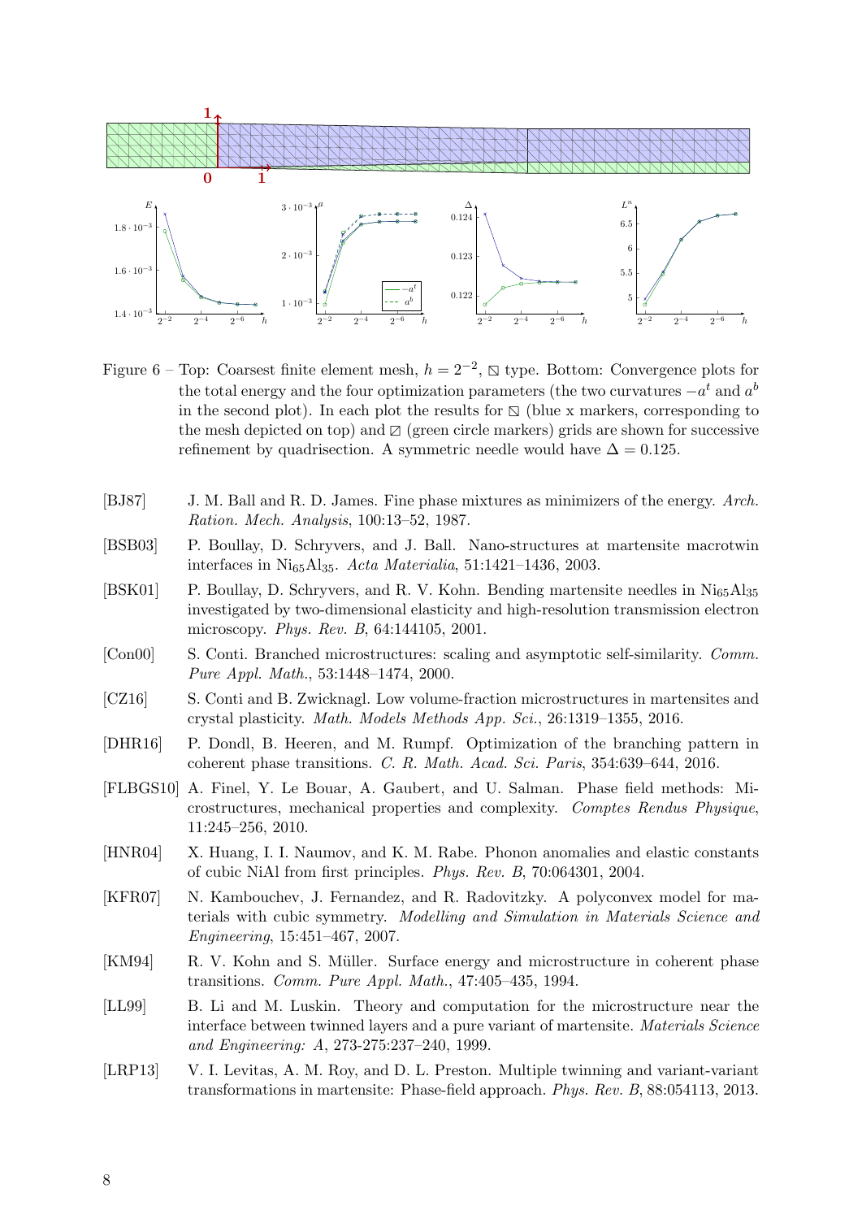Figure 6 – Top: Coarsest finite element mesh, $h = 2^{-2}$, ⧅ type. Bottom: Convergence plots for the total energy and the four optimization parameters (the two curvatures $-a^t$ and $a^b$ in the second plot). In each plot the results for ⧅ (blue x markers, corresponding to the mesh depicted on top) and ⧄ (green circle markers) grids are shown for successive refinement by quadrisection. A symmetric needle would have $\Delta = 0.125$.

[BJ87] J. M. Ball and R. D. James. Fine phase mixtures as minimizers of the energy. *Arch. Ration. Mech. Analysis*, 100:13–52, 1987.

[BSB03] P. Boullay, D. Schryvers, and J. Ball. Nano-structures at martensite macrotwin interfaces in $Ni_{65}Al_{35}$. *Acta Materialia*, 51:1421–1436, 2003.

[BSK01] P. Boullay, D. Schryvers, and R. V. Kohn. Bending martensite needles in $Ni_{65}Al_{35}$ investigated by two-dimensional elasticity and high-resolution transmission electron microscopy. *Phys. Rev. B*, 64:144105, 2001.

[Con00] S. Conti. Branched microstructures: scaling and asymptotic self-similarity. *Comm. Pure Appl. Math.*, 53:1448–1474, 2000.

[CZ16] S. Conti and B. Zwicknagl. Low volume-fraction microstructures in martensites and crystal plasticity. *Math. Models Methods App. Sci.*, 26:1319–1355, 2016.

[DHR16] P. Dondl, B. Heeren, and M. Rumpf. Optimization of the branching pattern in coherent phase transitions. *C. R. Math. Acad. Sci. Paris*, 354:639–644, 2016.

[FLBGS10] A. Finel, Y. Le Bouar, A. Gaubert, and U. Salman. Phase field methods: Microstructures, mechanical properties and complexity. *Comptes Rendus Physique*, 11:245–256, 2010.

[HNR04] X. Huang, I. I. Naumov, and K. M. Rabe. Phonon anomalies and elastic constants of cubic NiAl from first principles. *Phys. Rev. B*, 70:064301, 2004.

[KFR07] N. Kambouchev, J. Fernandez, and R. Radovitzky. A polyconvex model for materials with cubic symmetry. *Modelling and Simulation in Materials Science and Engineering*, 15:451–467, 2007.

[KM94] R. V. Kohn and S. Müller. Surface energy and microstructure in coherent phase transitions. *Comm. Pure Appl. Math.*, 47:405–435, 1994.

[LL99] B. Li and M. Luskin. Theory and computation for the microstructure near the interface between twinned layers and a pure variant of martensite. *Materials Science and Engineering: A*, 273-275:237–240, 1999.

[LRP13] V. I. Levitas, A. M. Roy, and D. L. Preston. Multiple twinning and variant-variant transformations in martensite: Phase-field approach. *Phys. Rev. B*, 88:054113, 2013.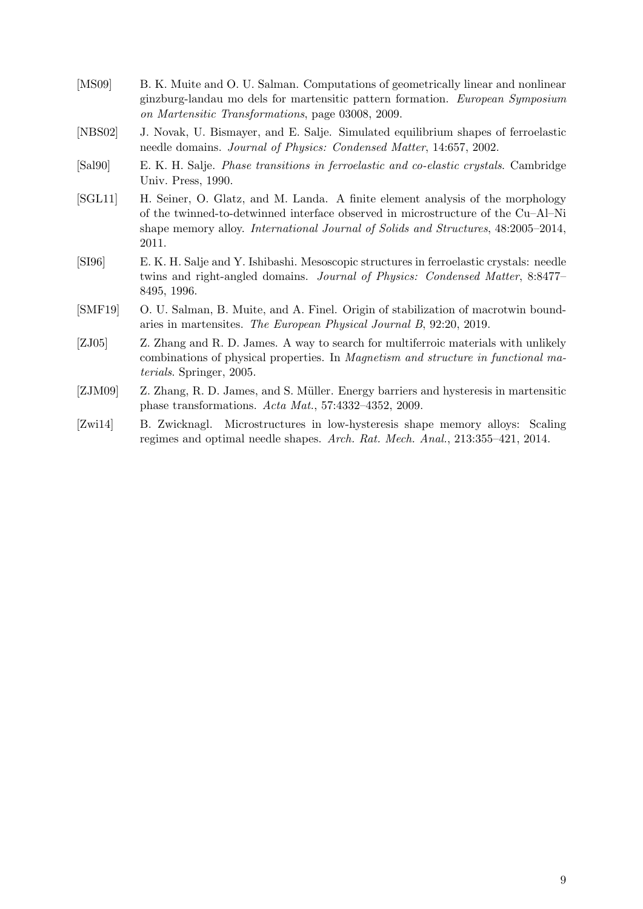- [MS09] B. K. Muite and O. U. Salman. Computations of geometrically linear and nonlinear ginzburg-landau mo dels for martensitic pattern formation. *European Symposium on Martensitic Transformations*, page 03008, 2009.
- [NBS02] J. Novak, U. Bismayer, and E. Salje. Simulated equilibrium shapes of ferroelastic needle domains. *Journal of Physics: Condensed Matter*, 14:657, 2002.
- [Sal90] E. K. H. Salje. *Phase transitions in ferroelastic and co-elastic crystals*. Cambridge Univ. Press, 1990.
- [SGL11] H. Seiner, O. Glatz, and M. Landa. A finite element analysis of the morphology of the twinned-to-detwinned interface observed in microstructure of the Cu–Al–Ni shape memory alloy. *International Journal of Solids and Structures*, 48:2005–2014, 2011.
- [SI96] E. K. H. Salje and Y. Ishibashi. Mesoscopic structures in ferroelastic crystals: needle twins and right-angled domains. *Journal of Physics: Condensed Matter*, 8:8477–8495, 1996.
- [SMF19] O. U. Salman, B. Muite, and A. Finel. Origin of stabilization of macrotwin boundaries in martensites. *The European Physical Journal B*, 92:20, 2019.
- [ZJ05] Z. Zhang and R. D. James. A way to search for multiferroic materials with unlikely combinations of physical properties. In *Magnetism and structure in functional materials*. Springer, 2005.
- [ZJM09] Z. Zhang, R. D. James, and S. Müller. Energy barriers and hysteresis in martensitic phase transformations. *Acta Mat.*, 57:4332–4352, 2009.
- [Zwi14] B. Zwicknagl. Microstructures in low-hysteresis shape memory alloys: Scaling regimes and optimal needle shapes. *Arch. Rat. Mech. Anal.*, 213:355–421, 2014.